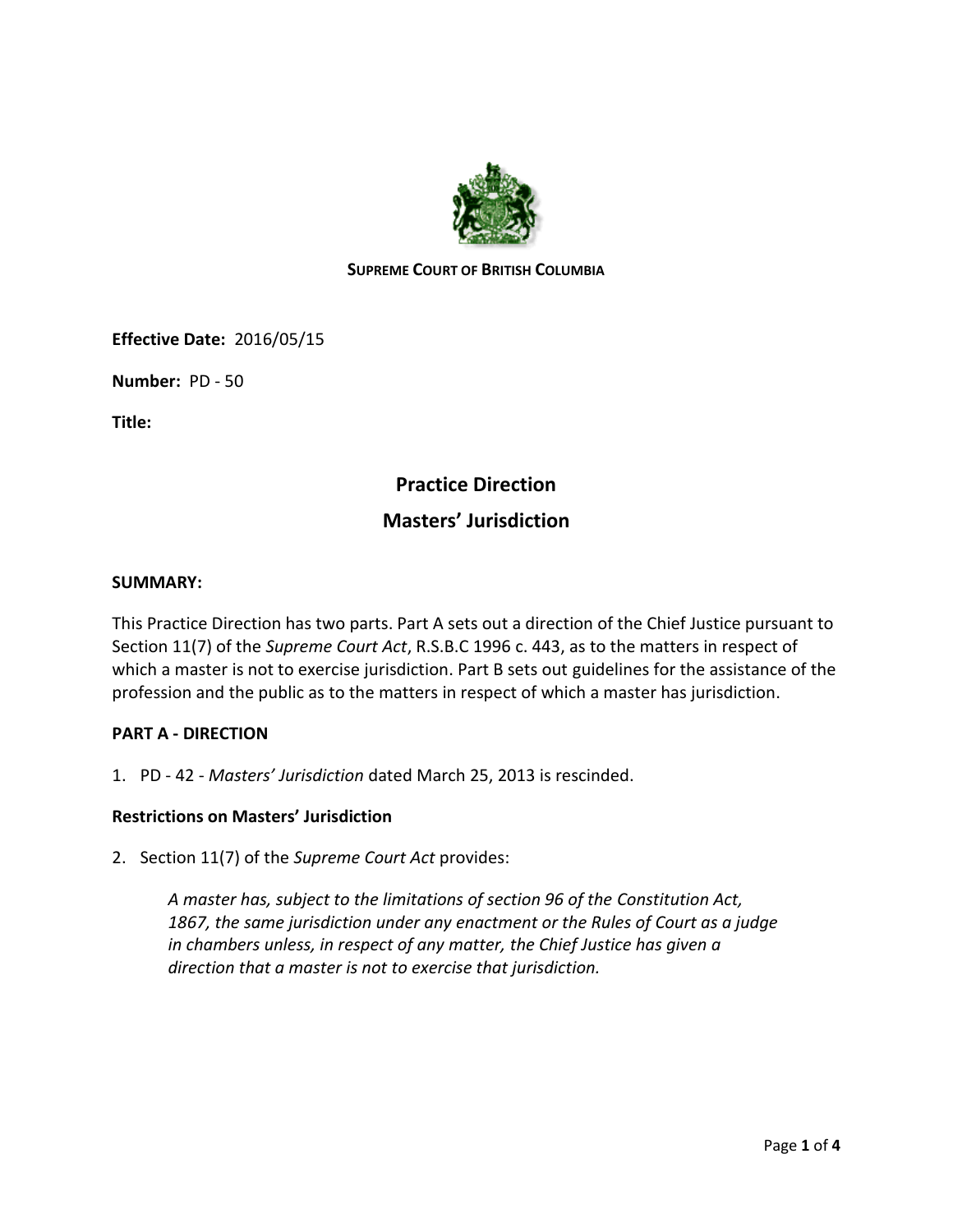**SUPREME COURT OF BRITISH COLUMBIA**

**Effective Date:** 2016/05/15

**Number:** PD - 50

**Title:**

# Practice Direction

# Masters' Jurisdiction

**SUMMARY:**

This Practice Direction has two parts. Part A sets out a direction of the Chief Justice pursuant to Section 11(7) of the *Supreme Court Act*, R.S.B.C 1996 c. 443, as to the matters in respect of which a master is not to exercise jurisdiction. Part B sets out guidelines for the assistance of the profession and the public as to the matters in respect of which a master has jurisdiction.

**PART A - DIRECTION**

1. PD - 42 - *Masters' Jurisdiction* dated March 25, 2013 is rescinded.

**Restrictions on Masters' Jurisdiction**

2. Section 11(7) of the *Supreme Court Act* provides:

   *A master has, subject to the limitations of section 96 of the Constitution Act, 1867, the same jurisdiction under any enactment or the Rules of Court as a judge in chambers unless, in respect of any matter, the Chief Justice has given a direction that a master is not to exercise that jurisdiction.*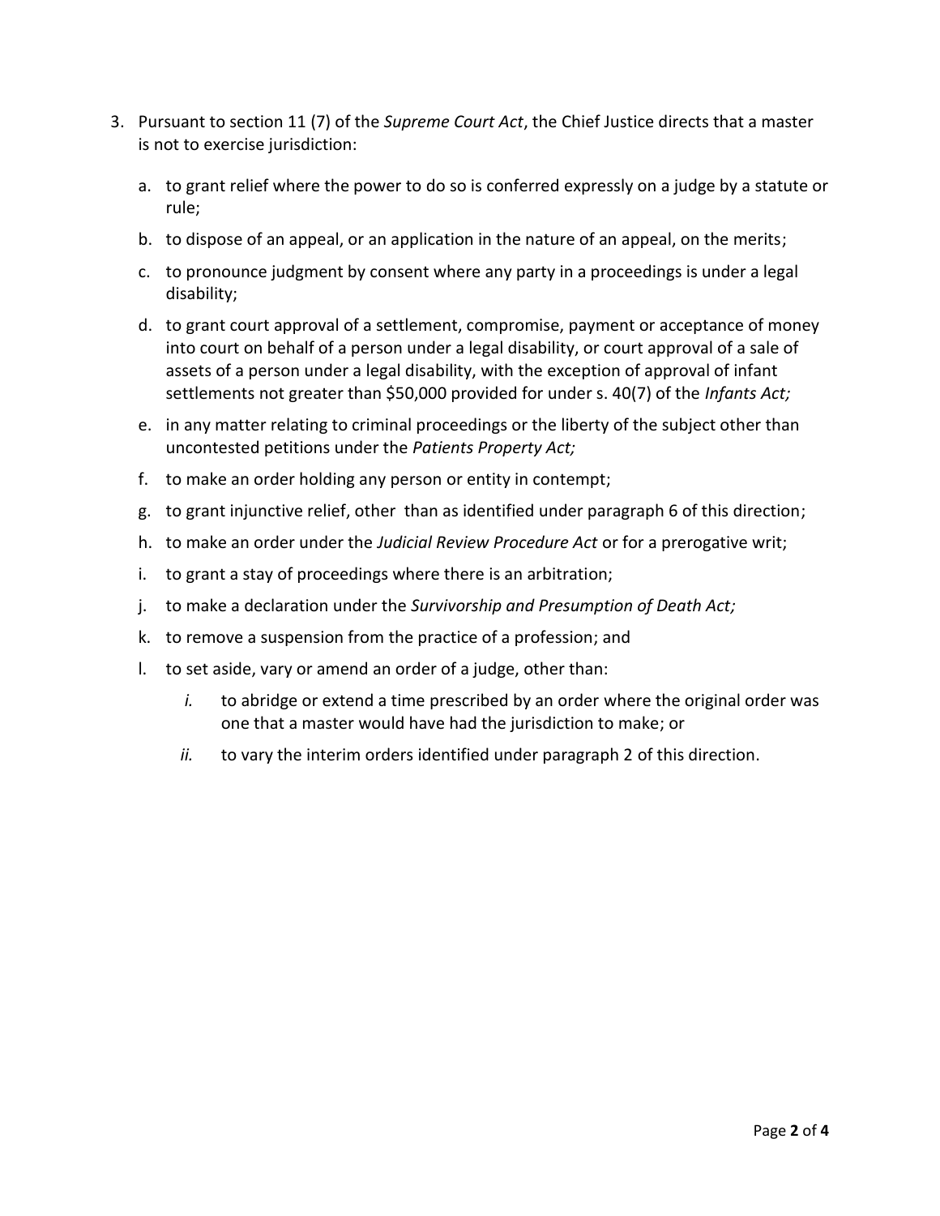3. Pursuant to section 11 (7) of the *Supreme Court Act*, the Chief Justice directs that a master is not to exercise jurisdiction:

   a. to grant relief where the power to do so is conferred expressly on a judge by a statute or rule;

   b. to dispose of an appeal, or an application in the nature of an appeal, on the merits;

   c. to pronounce judgment by consent where any party in a proceedings is under a legal disability;

   d. to grant court approval of a settlement, compromise, payment or acceptance of money into court on behalf of a person under a legal disability, or court approval of a sale of assets of a person under a legal disability, with the exception of approval of infant settlements not greater than $50,000 provided for under s. 40(7) of the *Infants Act;*

   e. in any matter relating to criminal proceedings or the liberty of the subject other than uncontested petitions under the *Patients Property Act;*

   f. to make an order holding any person or entity in contempt;

   g. to grant injunctive relief, other than as identified under paragraph 6 of this direction;

   h. to make an order under the *Judicial Review Procedure Act* or for a prerogative writ;

   i. to grant a stay of proceedings where there is an arbitration;

   j. to make a declaration under the *Survivorship and Presumption of Death Act;*

   k. to remove a suspension from the practice of a profession; and

   l. to set aside, vary or amend an order of a judge, other than:

      *i.* to abridge or extend a time prescribed by an order where the original order was one that a master would have had the jurisdiction to make; or

      *ii.* to vary the interim orders identified under paragraph 2 of this direction.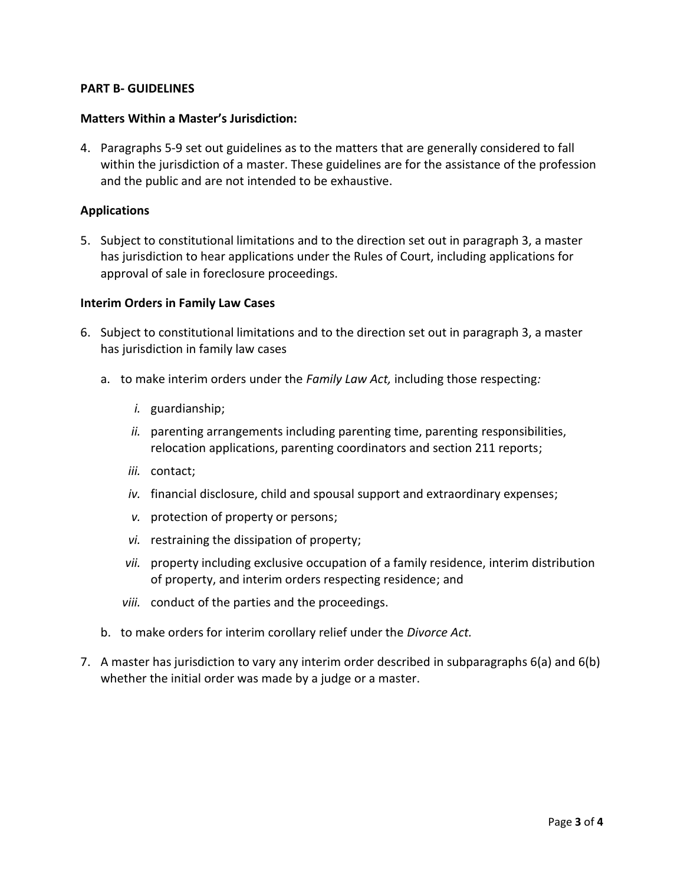**PART B- GUIDELINES**

**Matters Within a Master's Jurisdiction:**

4. Paragraphs 5-9 set out guidelines as to the matters that are generally considered to fall within the jurisdiction of a master. These guidelines are for the assistance of the profession and the public and are not intended to be exhaustive.

**Applications**

5. Subject to constitutional limitations and to the direction set out in paragraph 3, a master has jurisdiction to hear applications under the Rules of Court, including applications for approval of sale in foreclosure proceedings.

**Interim Orders in Family Law Cases**

6. Subject to constitutional limitations and to the direction set out in paragraph 3, a master has jurisdiction in family law cases
   a. to make interim orders under the *Family Law Act,* including those respecting*:*
      *i.* guardianship;
      *ii.* parenting arrangements including parenting time, parenting responsibilities, relocation applications, parenting coordinators and section 211 reports;
      *iii.* contact;
      *iv.* financial disclosure, child and spousal support and extraordinary expenses;
      *v.* protection of property or persons;
      *vi.* restraining the dissipation of property;
      *vii.* property including exclusive occupation of a family residence, interim distribution of property, and interim orders respecting residence; and
      *viii.* conduct of the parties and the proceedings.
   b. to make orders for interim corollary relief under the *Divorce Act.*

7. A master has jurisdiction to vary any interim order described in subparagraphs 6(a) and 6(b) whether the initial order was made by a judge or a master.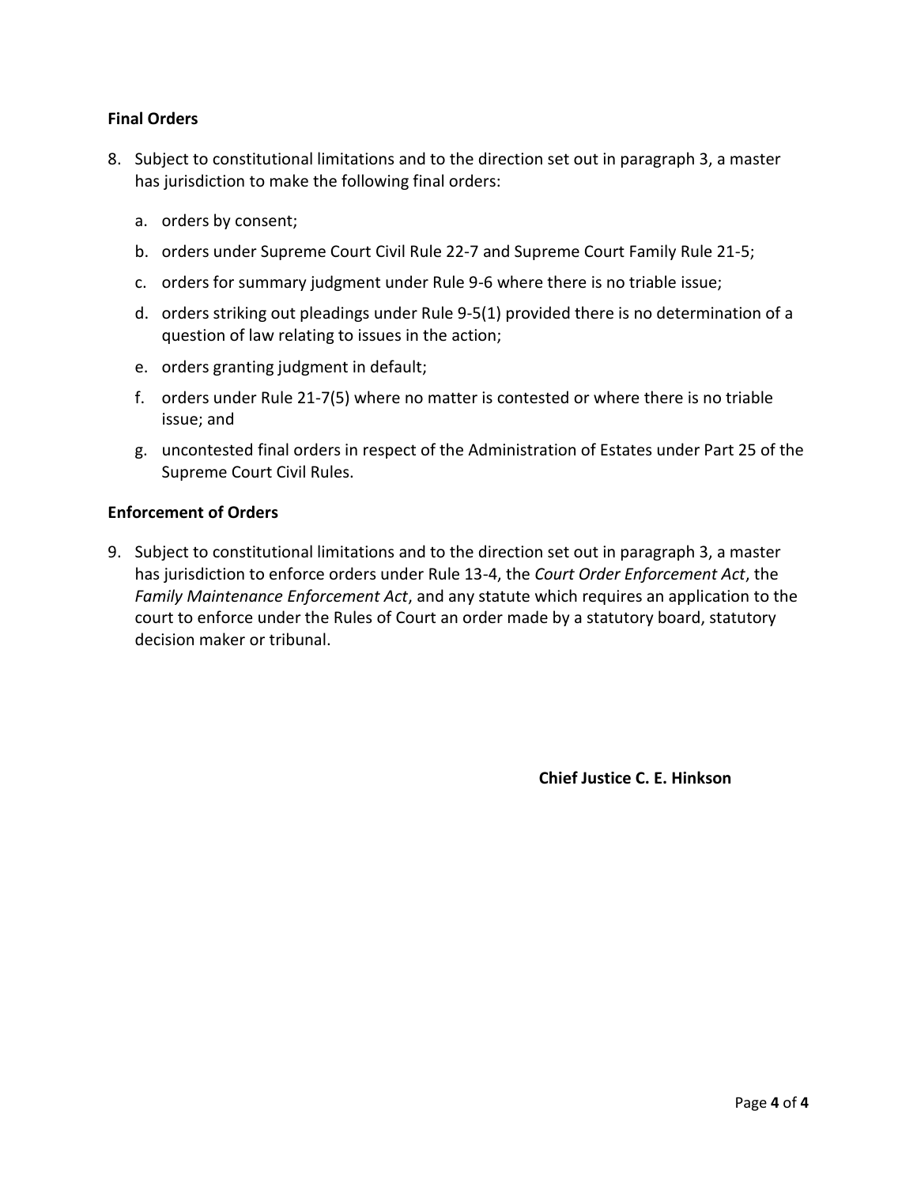**Final Orders**

8. Subject to constitutional limitations and to the direction set out in paragraph 3, a master has jurisdiction to make the following final orders:

   a. orders by consent;

   b. orders under Supreme Court Civil Rule 22-7 and Supreme Court Family Rule 21-5;

   c. orders for summary judgment under Rule 9-6 where there is no triable issue;

   d. orders striking out pleadings under Rule 9-5(1) provided there is no determination of a question of law relating to issues in the action;

   e. orders granting judgment in default;

   f. orders under Rule 21-7(5) where no matter is contested or where there is no triable issue; and

   g. uncontested final orders in respect of the Administration of Estates under Part 25 of the Supreme Court Civil Rules.

**Enforcement of Orders**

9. Subject to constitutional limitations and to the direction set out in paragraph 3, a master has jurisdiction to enforce orders under Rule 13-4, the *Court Order Enforcement Act*, the *Family Maintenance Enforcement Act*, and any statute which requires an application to the court to enforce under the Rules of Court an order made by a statutory board, statutory decision maker or tribunal.

**Chief Justice C. E. Hinkson**